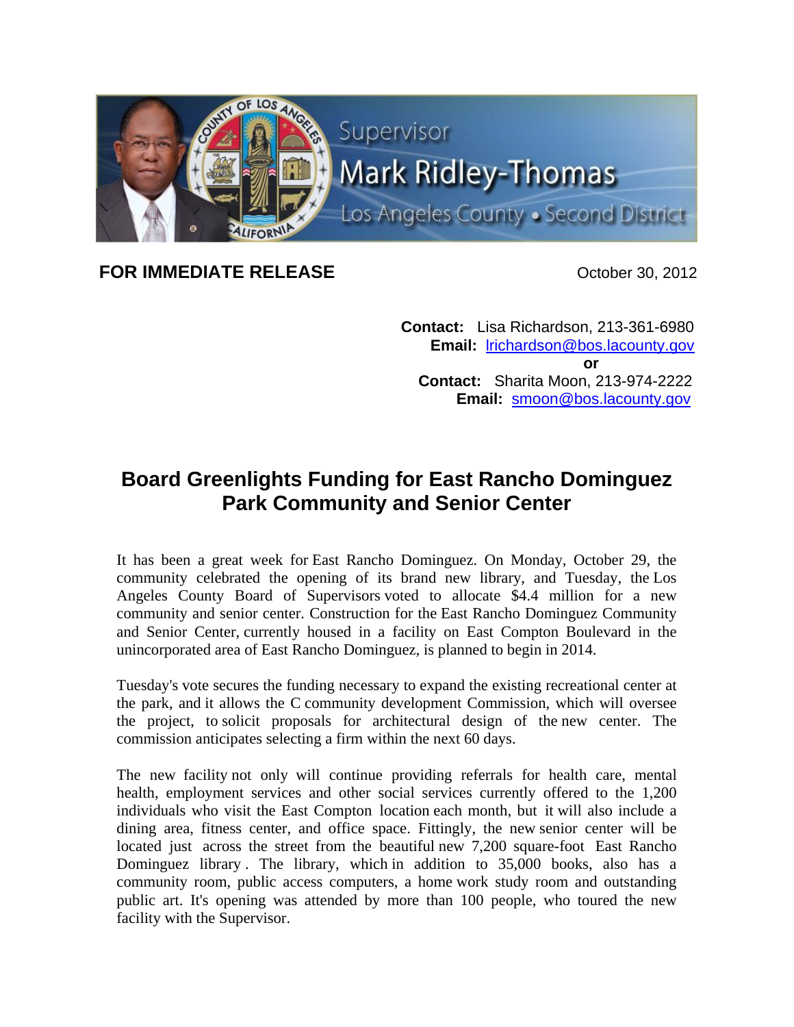Supervisor

Mark Ridley-Thomas

Los Angeles County • Second District

**FOR IMMEDIATE RELEASE** October 30, 2012

**Contact:** Lisa Richardson, 213-361-6980
**Email:** lrichardson@bos.lacounty.gov
**or**
**Contact:** Sharita Moon, 213-974-2222
**Email:** smoon@bos.lacounty.gov

# Board Greenlights Funding for East Rancho Dominguez Park Community and Senior Center

It has been a great week for East Rancho Dominguez. On Monday, October 29, the community celebrated the opening of its brand new library, and Tuesday, the Los Angeles County Board of Supervisors voted to allocate $4.4 million for a new community and senior center. Construction for the East Rancho Dominguez Community and Senior Center, currently housed in a facility on East Compton Boulevard in the unincorporated area of East Rancho Dominguez, is planned to begin in 2014.

Tuesday's vote secures the funding necessary to expand the existing recreational center at the park, and it allows the C community development Commission, which will oversee the project, to solicit proposals for architectural design of the new center. The commission anticipates selecting a firm within the next 60 days.

The new facility not only will continue providing referrals for health care, mental health, employment services and other social services currently offered to the 1,200 individuals who visit the East Compton location each month, but it will also include a dining area, fitness center, and office space. Fittingly, the new senior center will be located just across the street from the beautiful new 7,200 square-foot East Rancho Dominguez library . The library, which in addition to 35,000 books, also has a community room, public access computers, a home work study room and outstanding public art. It's opening was attended by more than 100 people, who toured the new facility with the Supervisor.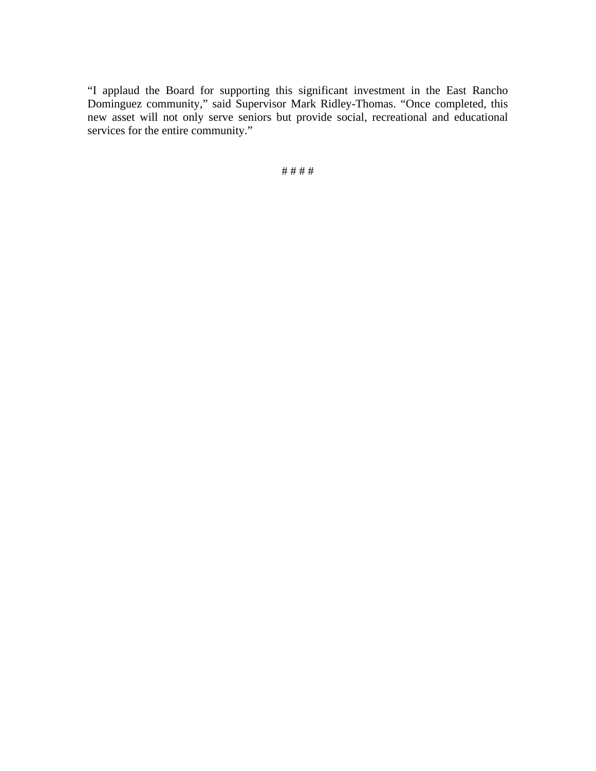"I applaud the Board for supporting this significant investment in the East Rancho Dominguez community," said Supervisor Mark Ridley-Thomas. "Once completed, this new asset will not only serve seniors but provide social, recreational and educational services for the entire community."

# # # #